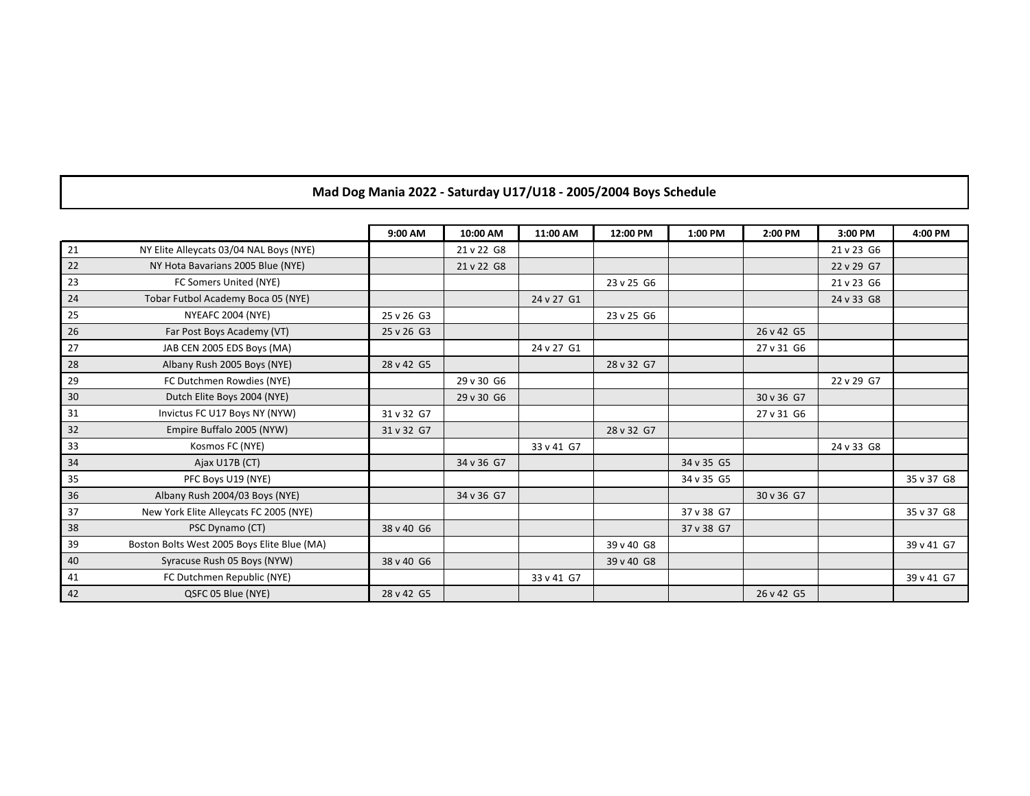# Mad Dog Mania 2022 - Saturday U17/U18 - 2005/2004 Boys Schedule

| | | 9:00 AM | 10:00 AM | 11:00 AM | 12:00 PM | 1:00 PM | 2:00 PM | 3:00 PM | 4:00 PM |
|---|---|---|---|---|---|---|---|---|---|
| 21 | NY Elite Alleycats 03/04 NAL Boys (NYE) | | 21 v 22 G8 | | | | | 21 v 23 G6 | |
| 22 | NY Hota Bavarians 2005 Blue (NYE) | | 21 v 22 G8 | | | | | 22 v 29 G7 | |
| 23 | FC Somers United (NYE) | | | | 23 v 25 G6 | | | 21 v 23 G6 | |
| 24 | Tobar Futbol Academy Boca 05 (NYE) | | | 24 v 27 G1 | | | | 24 v 33 G8 | |
| 25 | NYEAFC 2004 (NYE) | 25 v 26 G3 | | | 23 v 25 G6 | | | | |
| 26 | Far Post Boys Academy (VT) | 25 v 26 G3 | | | | | 26 v 42 G5 | | |
| 27 | JAB CEN 2005 EDS Boys (MA) | | | 24 v 27 G1 | | | 27 v 31 G6 | | |
| 28 | Albany Rush 2005 Boys (NYE) | 28 v 42 G5 | | | 28 v 32 G7 | | | | |
| 29 | FC Dutchmen Rowdies (NYE) | | 29 v 30 G6 | | | | | 22 v 29 G7 | |
| 30 | Dutch Elite Boys 2004 (NYE) | | 29 v 30 G6 | | | | 30 v 36 G7 | | |
| 31 | Invictus FC U17 Boys NY (NYW) | 31 v 32 G7 | | | | | 27 v 31 G6 | | |
| 32 | Empire Buffalo 2005 (NYW) | 31 v 32 G7 | | | 28 v 32 G7 | | | | |
| 33 | Kosmos FC (NYE) | | | 33 v 41 G7 | | | | 24 v 33 G8 | |
| 34 | Ajax U17B (CT) | | 34 v 36 G7 | | | 34 v 35 G5 | | | |
| 35 | PFC Boys U19 (NYE) | | | | | 34 v 35 G5 | | | 35 v 37 G8 |
| 36 | Albany Rush 2004/03 Boys (NYE) | | 34 v 36 G7 | | | | 30 v 36 G7 | | |
| 37 | New York Elite Alleycats FC 2005 (NYE) | | | | | 37 v 38 G7 | | | 35 v 37 G8 |
| 38 | PSC Dynamo (CT) | 38 v 40 G6 | | | | 37 v 38 G7 | | | |
| 39 | Boston Bolts West 2005 Boys Elite Blue (MA) | | | | 39 v 40 G8 | | | | 39 v 41 G7 |
| 40 | Syracuse Rush 05 Boys (NYW) | 38 v 40 G6 | | | 39 v 40 G8 | | | | |
| 41 | FC Dutchmen Republic (NYE) | | | 33 v 41 G7 | | | | | 39 v 41 G7 |
| 42 | QSFC 05 Blue (NYE) | 28 v 42 G5 | | | | | 26 v 42 G5 | | |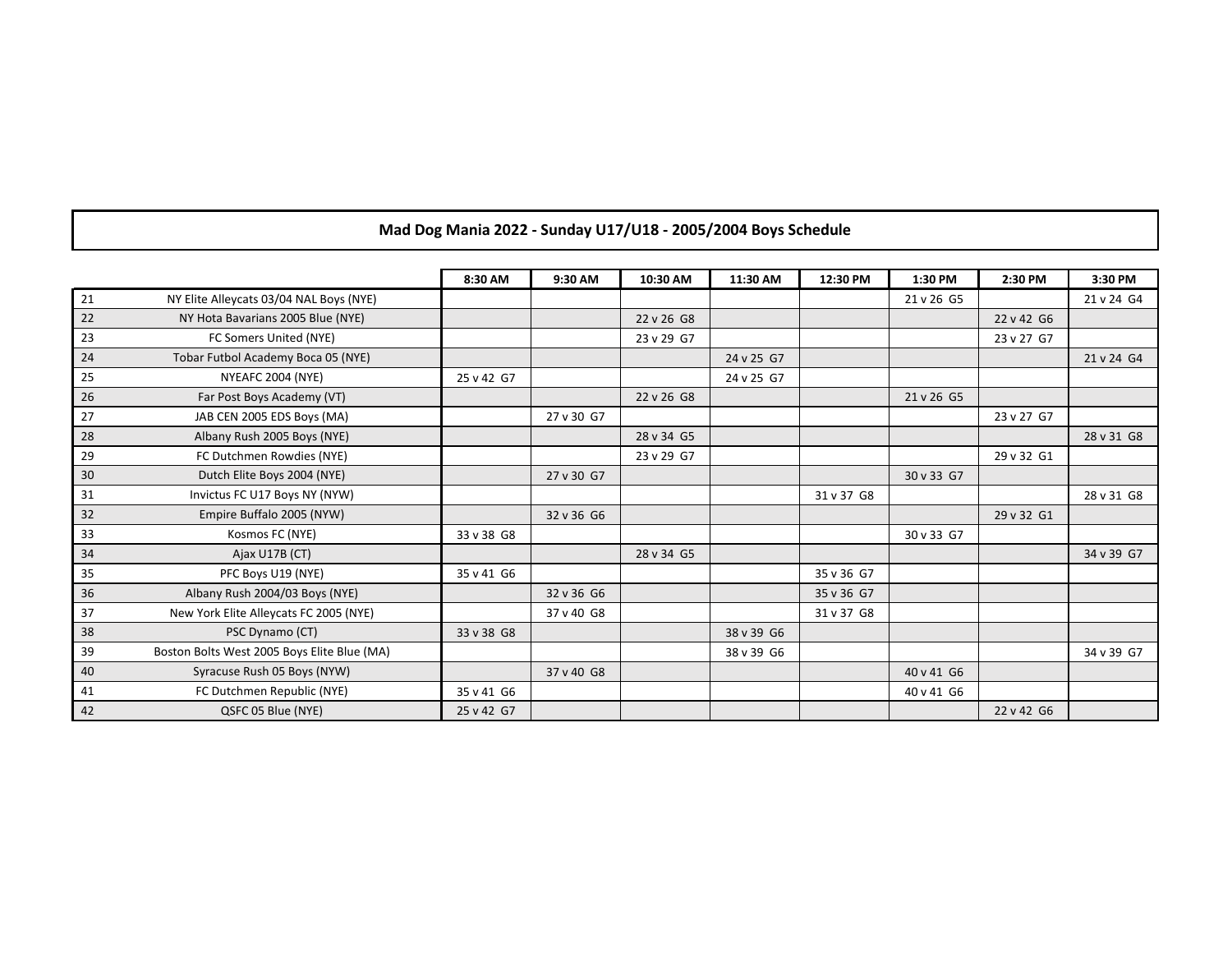## Mad Dog Mania 2022 - Sunday U17/U18 - 2005/2004 Boys Schedule

| | | 8:30 AM | 9:30 AM | 10:30 AM | 11:30 AM | 12:30 PM | 1:30 PM | 2:30 PM | 3:30 PM |
|---|---|---|---|---|---|---|---|---|---|
| 21 | NY Elite Alleycats 03/04 NAL Boys (NYE) | | | | | | 21 v 26 G5 | | 21 v 24 G4 |
| 22 | NY Hota Bavarians 2005 Blue (NYE) | | | 22 v 26 G8 | | | | 22 v 42 G6 | |
| 23 | FC Somers United (NYE) | | | 23 v 29 G7 | | | | 23 v 27 G7 | |
| 24 | Tobar Futbol Academy Boca 05 (NYE) | | | | 24 v 25 G7 | | | | 21 v 24 G4 |
| 25 | NYEAFC 2004 (NYE) | 25 v 42 G7 | | | 24 v 25 G7 | | | | |
| 26 | Far Post Boys Academy (VT) | | | 22 v 26 G8 | | | 21 v 26 G5 | | |
| 27 | JAB CEN 2005 EDS Boys (MA) | | 27 v 30 G7 | | | | | 23 v 27 G7 | |
| 28 | Albany Rush 2005 Boys (NYE) | | | 28 v 34 G5 | | | | | 28 v 31 G8 |
| 29 | FC Dutchmen Rowdies (NYE) | | | 23 v 29 G7 | | | | 29 v 32 G1 | |
| 30 | Dutch Elite Boys 2004 (NYE) | | 27 v 30 G7 | | | | 30 v 33 G7 | | |
| 31 | Invictus FC U17 Boys NY (NYW) | | | | | 31 v 37 G8 | | | 28 v 31 G8 |
| 32 | Empire Buffalo 2005 (NYW) | | 32 v 36 G6 | | | | | 29 v 32 G1 | |
| 33 | Kosmos FC (NYE) | 33 v 38 G8 | | | | | 30 v 33 G7 | | |
| 34 | Ajax U17B (CT) | | | 28 v 34 G5 | | | | | 34 v 39 G7 |
| 35 | PFC Boys U19 (NYE) | 35 v 41 G6 | | | | 35 v 36 G7 | | | |
| 36 | Albany Rush 2004/03 Boys (NYE) | | 32 v 36 G6 | | | 35 v 36 G7 | | | |
| 37 | New York Elite Alleycats FC 2005 (NYE) | | 37 v 40 G8 | | | 31 v 37 G8 | | | |
| 38 | PSC Dynamo (CT) | 33 v 38 G8 | | | 38 v 39 G6 | | | | |
| 39 | Boston Bolts West 2005 Boys Elite Blue (MA) | | | | 38 v 39 G6 | | | | 34 v 39 G7 |
| 40 | Syracuse Rush 05 Boys (NYW) | | 37 v 40 G8 | | | | 40 v 41 G6 | | |
| 41 | FC Dutchmen Republic (NYE) | 35 v 41 G6 | | | | | 40 v 41 G6 | | |
| 42 | QSFC 05 Blue (NYE) | 25 v 42 G7 | | | | | | 22 v 42 G6 | |